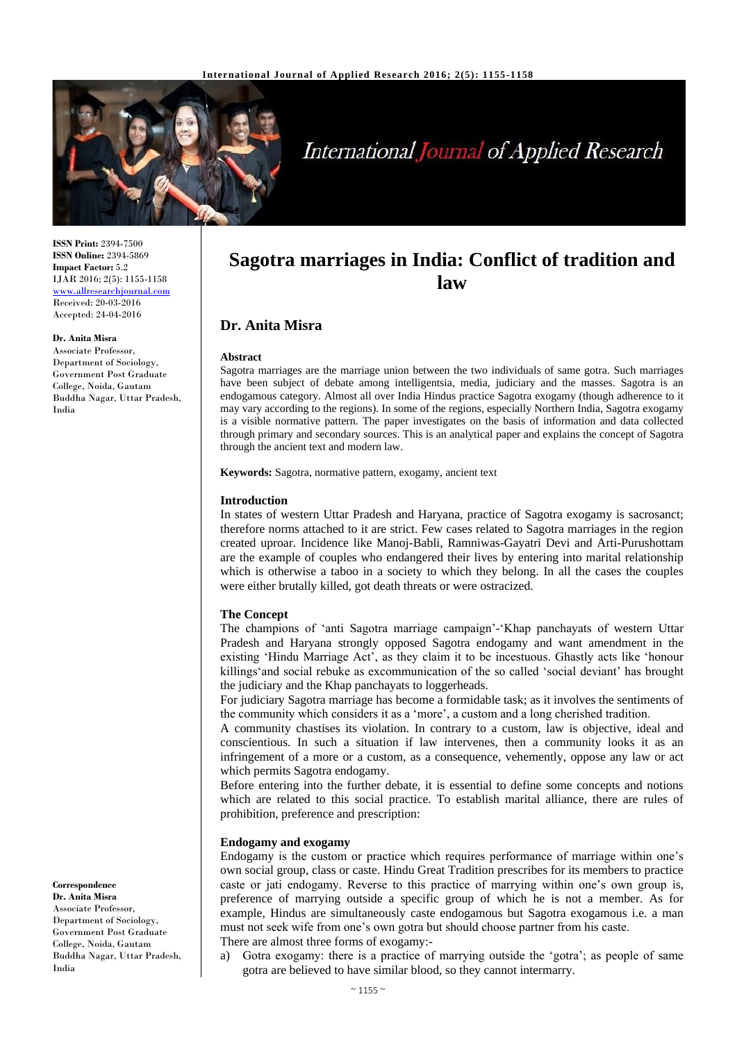**ISSN Print:** 2394-7500
**ISSN Online:** 2394-5869
**Impact Factor:** 5.2
IJAR 2016; 2(5): 1155-1158
www.allresearchjournal.com
Received: 20-03-2016
Accepted: 24-04-2016

**Dr. Anita Misra**
Associate Professor, Department of Sociology, Government Post Graduate College, Noida, Gautam Buddha Nagar, Uttar Pradesh, India

**Correspondence**
**Dr. Anita Misra**
Associate Professor, Department of Sociology, Government Post Graduate College, Noida, Gautam Buddha Nagar, Uttar Pradesh, India

# Sagotra marriages in India: Conflict of tradition and law

## Dr. Anita Misra

### Abstract

Sagotra marriages are the marriage union between the two individuals of same gotra. Such marriages have been subject of debate among intelligentsia, media, judiciary and the masses. Sagotra is an endogamous category. Almost all over India Hindus practice Sagotra exogamy (though adherence to it may vary according to the regions). In some of the regions, especially Northern India, Sagotra exogamy is a visible normative pattern. The paper investigates on the basis of information and data collected through primary and secondary sources. This is an analytical paper and explains the concept of Sagotra through the ancient text and modern law.

**Keywords:** Sagotra, normative pattern, exogamy, ancient text

### Introduction

In states of western Uttar Pradesh and Haryana, practice of Sagotra exogamy is sacrosanct; therefore norms attached to it are strict. Few cases related to Sagotra marriages in the region created uproar. Incidence like Manoj-Babli, Ramniwas-Gayatri Devi and Arti-Purushottam are the example of couples who endangered their lives by entering into marital relationship which is otherwise a taboo in a society to which they belong. In all the cases the couples were either brutally killed, got death threats or were ostracized.

### The Concept

The champions of 'anti Sagotra marriage campaign'-'Khap panchayats of western Uttar Pradesh and Haryana strongly opposed Sagotra endogamy and want amendment in the existing 'Hindu Marriage Act', as they claim it to be incestuous. Ghastly acts like 'honour killings'and social rebuke as excommunication of the so called 'social deviant' has brought the judiciary and the Khap panchayats to loggerheads.

For judiciary Sagotra marriage has become a formidable task; as it involves the sentiments of the community which considers it as a 'more', a custom and a long cherished tradition.

A community chastises its violation. In contrary to a custom, law is objective, ideal and conscientious. In such a situation if law intervenes, then a community looks it as an infringement of a more or a custom, as a consequence, vehemently, oppose any law or act which permits Sagotra endogamy.

Before entering into the further debate, it is essential to define some concepts and notions which are related to this social practice. To establish marital alliance, there are rules of prohibition, preference and prescription:

### Endogamy and exogamy

Endogamy is the custom or practice which requires performance of marriage within one's own social group, class or caste. Hindu Great Tradition prescribes for its members to practice caste or jati endogamy. Reverse to this practice of marrying within one's own group is, preference of marrying outside a specific group of which he is not a member. As for example, Hindus are simultaneously caste endogamous but Sagotra exogamous i.e. a man must not seek wife from one's own gotra but should choose partner from his caste.

There are almost three forms of exogamy:-

a) Gotra exogamy: there is a practice of marrying outside the 'gotra'; as people of same gotra are believed to have similar blood, so they cannot intermarry.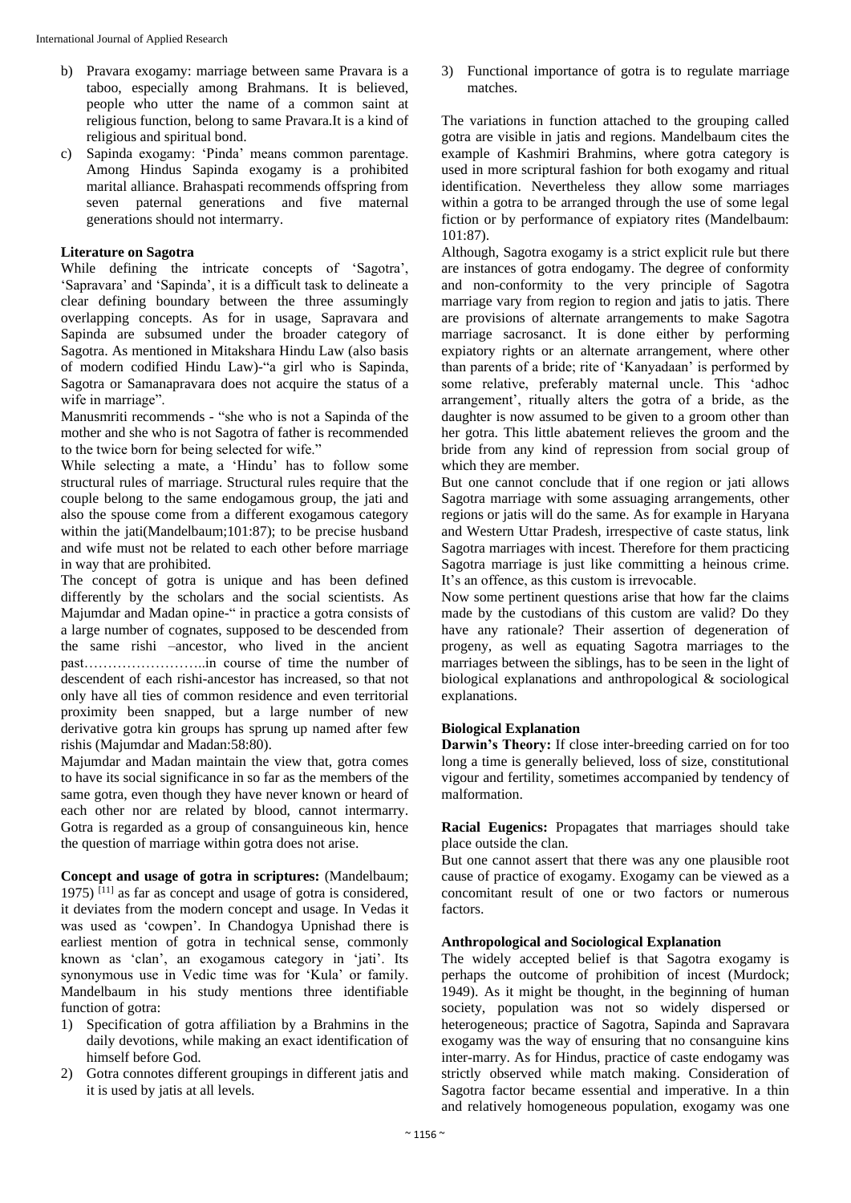b) Pravara exogamy: marriage between same Pravara is a taboo, especially among Brahmans. It is believed, people who utter the name of a common saint at religious function, belong to same Pravara.It is a kind of religious and spiritual bond.
c) Sapinda exogamy: 'Pinda' means common parentage. Among Hindus Sapinda exogamy is a prohibited marital alliance. Brahaspati recommends offspring from seven paternal generations and five maternal generations should not intermarry.

**Literature on Sagotra**

While defining the intricate concepts of 'Sagotra', 'Sapravara' and 'Sapinda', it is a difficult task to delineate a clear defining boundary between the three assumingly overlapping concepts. As for in usage, Sapravara and Sapinda are subsumed under the broader category of Sagotra. As mentioned in Mitakshara Hindu Law (also basis of modern codified Hindu Law)-"a girl who is Sapinda, Sagotra or Samanapravara does not acquire the status of a wife in marriage".

Manusmriti recommends - "she who is not a Sapinda of the mother and she who is not Sagotra of father is recommended to the twice born for being selected for wife."

While selecting a mate, a 'Hindu' has to follow some structural rules of marriage. Structural rules require that the couple belong to the same endogamous group, the jati and also the spouse come from a different exogamous category within the jati(Mandelbaum;101:87); to be precise husband and wife must not be related to each other before marriage in way that are prohibited.

The concept of gotra is unique and has been defined differently by the scholars and the social scientists. As Majumdar and Madan opine-" in practice a gotra consists of a large number of cognates, supposed to be descended from the same rishi –ancestor, who lived in the ancient past……………………..in course of time the number of descendent of each rishi-ancestor has increased, so that not only have all ties of common residence and even territorial proximity been snapped, but a large number of new derivative gotra kin groups has sprung up named after few rishis (Majumdar and Madan:58:80).

Majumdar and Madan maintain the view that, gotra comes to have its social significance in so far as the members of the same gotra, even though they have never known or heard of each other nor are related by blood, cannot intermarry. Gotra is regarded as a group of consanguineous kin, hence the question of marriage within gotra does not arise.

**Concept and usage of gotra in scriptures:** (Mandelbaum; 1975) [11] as far as concept and usage of gotra is considered, it deviates from the modern concept and usage. In Vedas it was used as 'cowpen'. In Chandogya Upnishad there is earliest mention of gotra in technical sense, commonly known as 'clan', an exogamous category in 'jati'. Its synonymous use in Vedic time was for 'Kula' or family. Mandelbaum in his study mentions three identifiable function of gotra:

1) Specification of gotra affiliation by a Brahmins in the daily devotions, while making an exact identification of himself before God.
2) Gotra connotes different groupings in different jatis and it is used by jatis at all levels.
3) Functional importance of gotra is to regulate marriage matches.

The variations in function attached to the grouping called gotra are visible in jatis and regions. Mandelbaum cites the example of Kashmiri Brahmins, where gotra category is used in more scriptural fashion for both exogamy and ritual identification. Nevertheless they allow some marriages within a gotra to be arranged through the use of some legal fiction or by performance of expiatory rites (Mandelbaum: 101:87).

Although, Sagotra exogamy is a strict explicit rule but there are instances of gotra endogamy. The degree of conformity and non-conformity to the very principle of Sagotra marriage vary from region to region and jatis to jatis. There are provisions of alternate arrangements to make Sagotra marriage sacrosanct. It is done either by performing expiatory rights or an alternate arrangement, where other than parents of a bride; rite of 'Kanyadaan' is performed by some relative, preferably maternal uncle. This 'adhoc arrangement', ritually alters the gotra of a bride, as the daughter is now assumed to be given to a groom other than her gotra. This little abatement relieves the groom and the bride from any kind of repression from social group of which they are member.

But one cannot conclude that if one region or jati allows Sagotra marriage with some assuaging arrangements, other regions or jatis will do the same. As for example in Haryana and Western Uttar Pradesh, irrespective of caste status, link Sagotra marriages with incest. Therefore for them practicing Sagotra marriage is just like committing a heinous crime. It's an offence, as this custom is irrevocable.

Now some pertinent questions arise that how far the claims made by the custodians of this custom are valid? Do they have any rationale? Their assertion of degeneration of progeny, as well as equating Sagotra marriages to the marriages between the siblings, has to be seen in the light of biological explanations and anthropological & sociological explanations.

**Biological Explanation**

**Darwin's Theory:** If close inter-breeding carried on for too long a time is generally believed, loss of size, constitutional vigour and fertility, sometimes accompanied by tendency of malformation.

**Racial Eugenics:** Propagates that marriages should take place outside the clan.

But one cannot assert that there was any one plausible root cause of practice of exogamy. Exogamy can be viewed as a concomitant result of one or two factors or numerous factors.

**Anthropological and Sociological Explanation**

The widely accepted belief is that Sagotra exogamy is perhaps the outcome of prohibition of incest (Murdock; 1949). As it might be thought, in the beginning of human society, population was not so widely dispersed or heterogeneous; practice of Sagotra, Sapinda and Sapravara exogamy was the way of ensuring that no consanguine kins inter-marry. As for Hindus, practice of caste endogamy was strictly observed while match making. Consideration of Sagotra factor became essential and imperative. In a thin and relatively homogeneous population, exogamy was one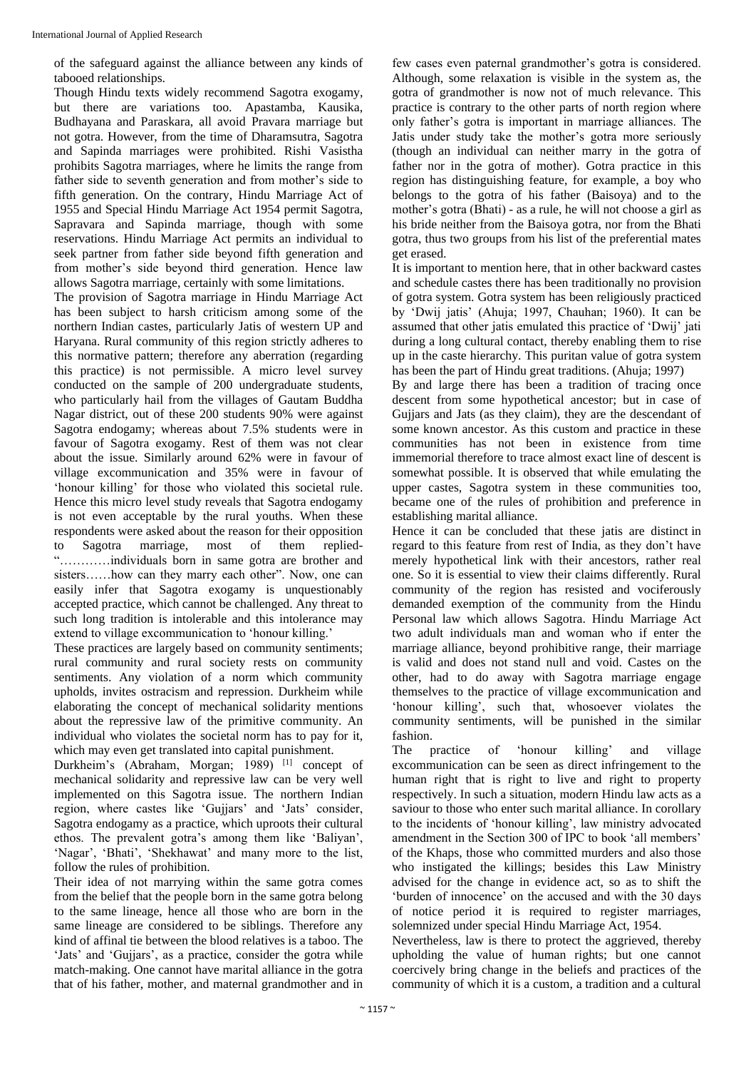of the safeguard against the alliance between any kinds of tabooed relationships.

Though Hindu texts widely recommend Sagotra exogamy, but there are variations too. Apastamba, Kausika, Budhayana and Paraskara, all avoid Pravara marriage but not gotra. However, from the time of Dharamsutra, Sagotra and Sapinda marriages were prohibited. Rishi Vasistha prohibits Sagotra marriages, where he limits the range from father side to seventh generation and from mother's side to fifth generation. On the contrary, Hindu Marriage Act of 1955 and Special Hindu Marriage Act 1954 permit Sagotra, Sapravara and Sapinda marriage, though with some reservations. Hindu Marriage Act permits an individual to seek partner from father side beyond fifth generation and from mother's side beyond third generation. Hence law allows Sagotra marriage, certainly with some limitations.

The provision of Sagotra marriage in Hindu Marriage Act has been subject to harsh criticism among some of the northern Indian castes, particularly Jatis of western UP and Haryana. Rural community of this region strictly adheres to this normative pattern; therefore any aberration (regarding this practice) is not permissible. A micro level survey conducted on the sample of 200 undergraduate students, who particularly hail from the villages of Gautam Buddha Nagar district, out of these 200 students 90% were against Sagotra endogamy; whereas about 7.5% students were in favour of Sagotra exogamy. Rest of them was not clear about the issue. Similarly around 62% were in favour of village excommunication and 35% were in favour of 'honour killing' for those who violated this societal rule. Hence this micro level study reveals that Sagotra endogamy is not even acceptable by the rural youths. When these respondents were asked about the reason for their opposition to Sagotra marriage, most of them replied- "…………individuals born in same gotra are brother and sisters……how can they marry each other". Now, one can easily infer that Sagotra exogamy is unquestionably accepted practice, which cannot be challenged. Any threat to such long tradition is intolerable and this intolerance may extend to village excommunication to 'honour killing.'

These practices are largely based on community sentiments; rural community and rural society rests on community sentiments. Any violation of a norm which community upholds, invites ostracism and repression. Durkheim while elaborating the concept of mechanical solidarity mentions about the repressive law of the primitive community. An individual who violates the societal norm has to pay for it, which may even get translated into capital punishment.

Durkheim's (Abraham, Morgan; 1989) [1] concept of mechanical solidarity and repressive law can be very well implemented on this Sagotra issue. The northern Indian region, where castes like 'Gujjars' and 'Jats' consider, Sagotra endogamy as a practice, which uproots their cultural ethos. The prevalent gotra's among them like 'Baliyan', 'Nagar', 'Bhati', 'Shekhawat' and many more to the list, follow the rules of prohibition.

Their idea of not marrying within the same gotra comes from the belief that the people born in the same gotra belong to the same lineage, hence all those who are born in the same lineage are considered to be siblings. Therefore any kind of affinal tie between the blood relatives is a taboo. The 'Jats' and 'Gujjars', as a practice, consider the gotra while match-making. One cannot have marital alliance in the gotra that of his father, mother, and maternal grandmother and in few cases even paternal grandmother's gotra is considered. Although, some relaxation is visible in the system as, the gotra of grandmother is now not of much relevance. This practice is contrary to the other parts of north region where only father's gotra is important in marriage alliances. The Jatis under study take the mother's gotra more seriously (though an individual can neither marry in the gotra of father nor in the gotra of mother). Gotra practice in this region has distinguishing feature, for example, a boy who belongs to the gotra of his father (Baisoya) and to the mother's gotra (Bhati) - as a rule, he will not choose a girl as his bride neither from the Baisoya gotra, nor from the Bhati gotra, thus two groups from his list of the preferential mates get erased.

It is important to mention here, that in other backward castes and schedule castes there has been traditionally no provision of gotra system. Gotra system has been religiously practiced by 'Dwij jatis' (Ahuja; 1997, Chauhan; 1960). It can be assumed that other jatis emulated this practice of 'Dwij' jati during a long cultural contact, thereby enabling them to rise up in the caste hierarchy. This puritan value of gotra system has been the part of Hindu great traditions. (Ahuja; 1997)

By and large there has been a tradition of tracing once descent from some hypothetical ancestor; but in case of Gujjars and Jats (as they claim), they are the descendant of some known ancestor. As this custom and practice in these communities has not been in existence from time immemorial therefore to trace almost exact line of descent is somewhat possible. It is observed that while emulating the upper castes, Sagotra system in these communities too, became one of the rules of prohibition and preference in establishing marital alliance.

Hence it can be concluded that these jatis are distinct in regard to this feature from rest of India, as they don't have merely hypothetical link with their ancestors, rather real one. So it is essential to view their claims differently. Rural community of the region has resisted and vociferously demanded exemption of the community from the Hindu Personal law which allows Sagotra. Hindu Marriage Act two adult individuals man and woman who if enter the marriage alliance, beyond prohibitive range, their marriage is valid and does not stand null and void. Castes on the other, had to do away with Sagotra marriage engage themselves to the practice of village excommunication and 'honour killing', such that, whosoever violates the community sentiments, will be punished in the similar fashion.

The practice of 'honour killing' and village excommunication can be seen as direct infringement to the human right that is right to live and right to property respectively. In such a situation, modern Hindu law acts as a saviour to those who enter such marital alliance. In corollary to the incidents of 'honour killing', law ministry advocated amendment in the Section 300 of IPC to book 'all members' of the Khaps, those who committed murders and also those who instigated the killings; besides this Law Ministry advised for the change in evidence act, so as to shift the 'burden of innocence' on the accused and with the 30 days of notice period it is required to register marriages, solemnized under special Hindu Marriage Act, 1954.

Nevertheless, law is there to protect the aggrieved, thereby upholding the value of human rights; but one cannot coercively bring change in the beliefs and practices of the community of which it is a custom, a tradition and a cultural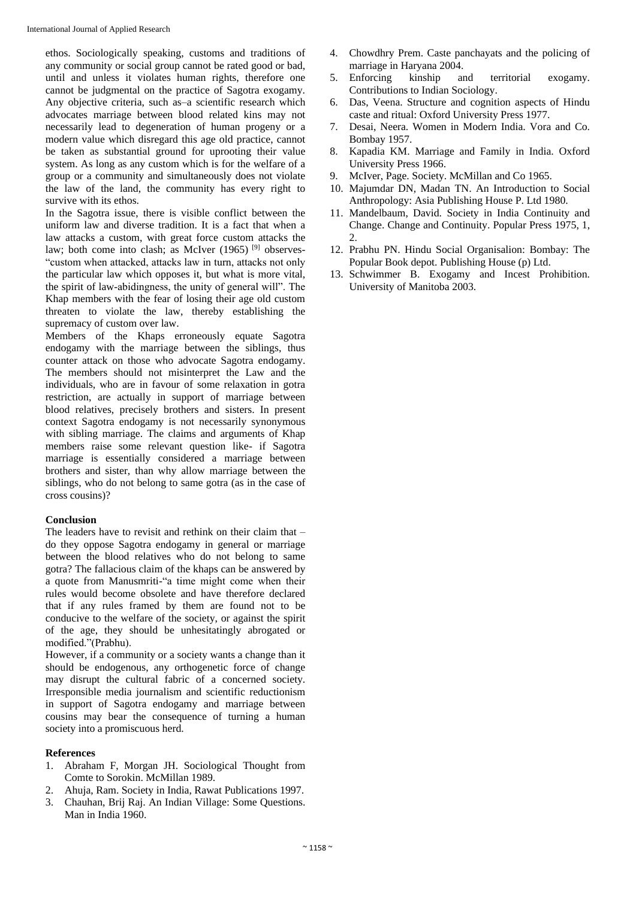ethos. Sociologically speaking, customs and traditions of any community or social group cannot be rated good or bad, until and unless it violates human rights, therefore one cannot be judgmental on the practice of Sagotra exogamy. Any objective criteria, such as–a scientific research which advocates marriage between blood related kins may not necessarily lead to degeneration of human progeny or a modern value which disregard this age old practice, cannot be taken as substantial ground for uprooting their value system. As long as any custom which is for the welfare of a group or a community and simultaneously does not violate the law of the land, the community has every right to survive with its ethos.

In the Sagotra issue, there is visible conflict between the uniform law and diverse tradition. It is a fact that when a law attacks a custom, with great force custom attacks the law; both come into clash; as McIver (1965) [9] observes- "custom when attacked, attacks law in turn, attacks not only the particular law which opposes it, but what is more vital, the spirit of law-abidingness, the unity of general will". The Khap members with the fear of losing their age old custom threaten to violate the law, thereby establishing the supremacy of custom over law.

Members of the Khaps erroneously equate Sagotra endogamy with the marriage between the siblings, thus counter attack on those who advocate Sagotra endogamy. The members should not misinterpret the Law and the individuals, who are in favour of some relaxation in gotra restriction, are actually in support of marriage between blood relatives, precisely brothers and sisters. In present context Sagotra endogamy is not necessarily synonymous with sibling marriage. The claims and arguments of Khap members raise some relevant question like- if Sagotra marriage is essentially considered a marriage between brothers and sister, than why allow marriage between the siblings, who do not belong to same gotra (as in the case of cross cousins)?

**Conclusion**

The leaders have to revisit and rethink on their claim that – do they oppose Sagotra endogamy in general or marriage between the blood relatives who do not belong to same gotra? The fallacious claim of the khaps can be answered by a quote from Manusmriti-"a time might come when their rules would become obsolete and have therefore declared that if any rules framed by them are found not to be conducive to the welfare of the society, or against the spirit of the age, they should be unhesitatingly abrogated or modified."(Prabhu).

However, if a community or a society wants a change than it should be endogenous, any orthogenetic force of change may disrupt the cultural fabric of a concerned society. Irresponsible media journalism and scientific reductionism in support of Sagotra endogamy and marriage between cousins may bear the consequence of turning a human society into a promiscuous herd.

**References**

1. Abraham F, Morgan JH. Sociological Thought from Comte to Sorokin. McMillan 1989.
2. Ahuja, Ram. Society in India, Rawat Publications 1997.
3. Chauhan, Brij Raj. An Indian Village: Some Questions. Man in India 1960.
4. Chowdhry Prem. Caste panchayats and the policing of marriage in Haryana 2004.
5. Enforcing kinship and territorial exogamy. Contributions to Indian Sociology.
6. Das, Veena. Structure and cognition aspects of Hindu caste and ritual: Oxford University Press 1977.
7. Desai, Neera. Women in Modern India. Vora and Co. Bombay 1957.
8. Kapadia KM. Marriage and Family in India. Oxford University Press 1966.
9. McIver, Page. Society. McMillan and Co 1965.
10. Majumdar DN, Madan TN. An Introduction to Social Anthropology: Asia Publishing House P. Ltd 1980.
11. Mandelbaum, David. Society in India Continuity and Change. Change and Continuity. Popular Press 1975, 1, 2.
12. Prabhu PN. Hindu Social Organisalion: Bombay: The Popular Book depot. Publishing House (p) Ltd.
13. Schwimmer B. Exogamy and Incest Prohibition. University of Manitoba 2003.